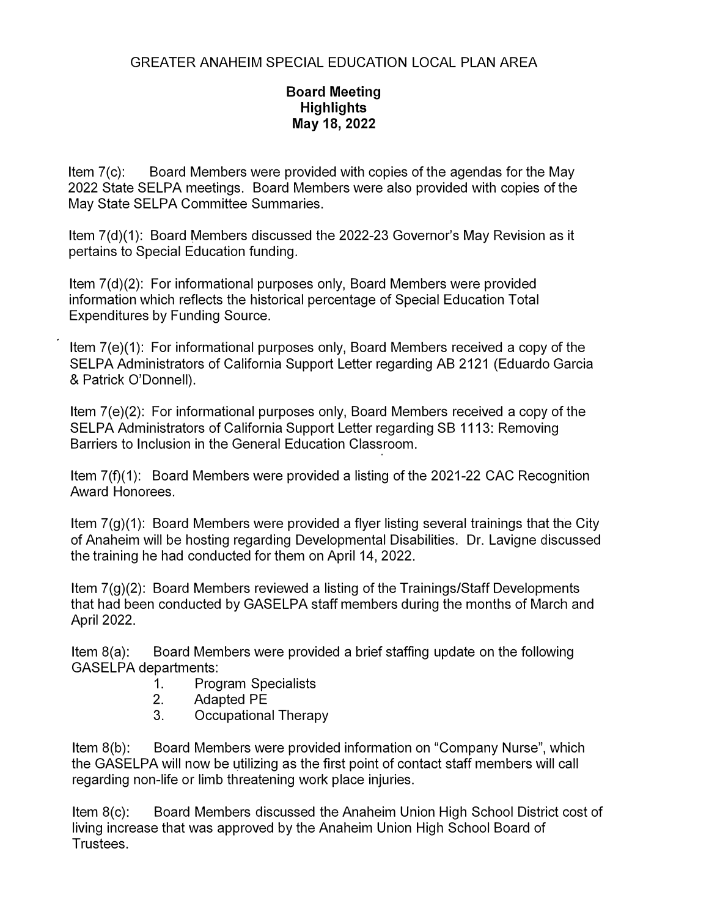# GREATER ANAHEIM SPECIAL EDUCATION LOCAL PLAN AREA

## Board Meeting Highlights May 18, 2022

Item 7(c): Board Members were provided with copies of the agendas for the May 2022 State SELPA meetings. Board Members were also provided with copies of the May State SELPA Committee Summaries.

Item 7(d)(1): Board Members discussed the 2022-23 Governor's May Revision as it pertains to Special Education funding.

Item 7(d)(2): For informational purposes only, Board Members were provided information which reflects the historical percentage of Special Education Total Expenditures by Funding Source.

Item 7(e)(1): For informational purposes only, Board Members received a copy of the SELPA Administrators of California Support Letter regarding AB 2121 (Eduardo Garcia & Patrick O'Donnell).

Item 7(e)(2): For informational purposes only, Board Members received a copy of the SELPA Administrators of California Support Letter regarding SB 1113: Removing Barriers to Inclusion in the General Education Classroom.

Item 7(f)(1): Board Members were provided a listing of the 2021-22 CAC Recognition Award Honorees.

Item 7(g)(1): Board Members were provided a flyer listing several trainings that the City of Anaheim will be hosting regarding Developmental Disabilities. Dr. Lavigne discussed the training he had conducted for them on April 14, 2022.

Item 7(g)(2): Board Members reviewed a listing of the Trainings/Staff Developments that had been conducted by GASELPA staff members during the months of March and April 2022.

Item 8(a): Board Members were provided a brief staffing update on the following GASELPA departments:

1. Program Specialists
2. Adapted PE
3. Occupational Therapy

Item 8(b): Board Members were provided information on "Company Nurse", which the GASELPA will now be utilizing as the first point of contact staff members will call regarding non-life or limb threatening work place injuries.

Item 8(c): Board Members discussed the Anaheim Union High School District cost of living increase that was approved by the Anaheim Union High School Board of Trustees.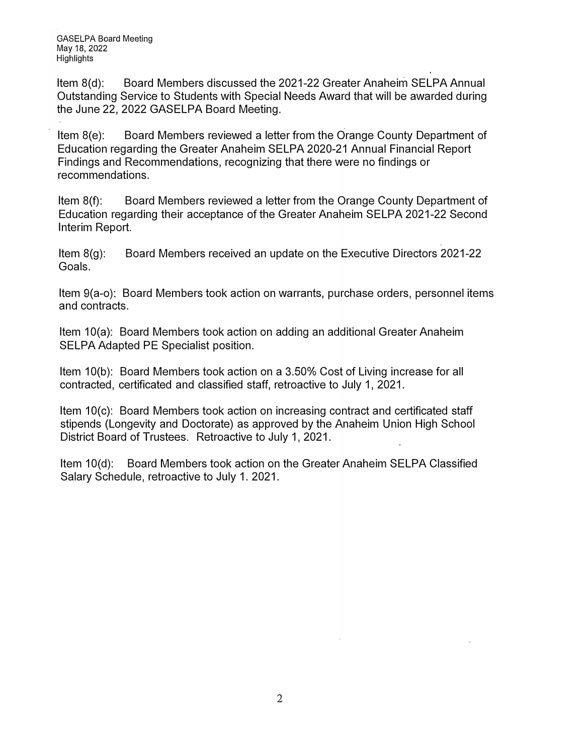Item 8(d): Board Members discussed the 2021-22 Greater Anaheim SELPA Annual Outstanding Service to Students with Special Needs Award that will be awarded during the June 22, 2022 GASELPA Board Meeting.

Item 8(e): Board Members reviewed a letter from the Orange County Department of Education regarding the Greater Anaheim SELPA 2020-21 Annual Financial Report Findings and Recommendations, recognizing that there were no findings or recommendations.

Item 8(f): Board Members reviewed a letter from the Orange County Department of Education regarding their acceptance of the Greater Anaheim SELPA 2021-22 Second Interim Report.

Item 8(g): Board Members received an update on the Executive Directors 2021-22 Goals.

Item 9(a-o): Board Members took action on warrants, purchase orders, personnel items and contracts.

Item 10(a): Board Members took action on adding an additional Greater Anaheim SELPA Adapted PE Specialist position.

Item 10(b): Board Members took action on a 3.50% Cost of Living increase for all contracted, certificated and classified staff, retroactive to July 1, 2021.

Item 10(c): Board Members took action on increasing contract and certificated staff stipends (Longevity and Doctorate) as approved by the Anaheim Union High School District Board of Trustees. Retroactive to July 1, 2021.

Item 10(d): Board Members took action on the Greater Anaheim SELPA Classified Salary Schedule, retroactive to July 1. 2021.